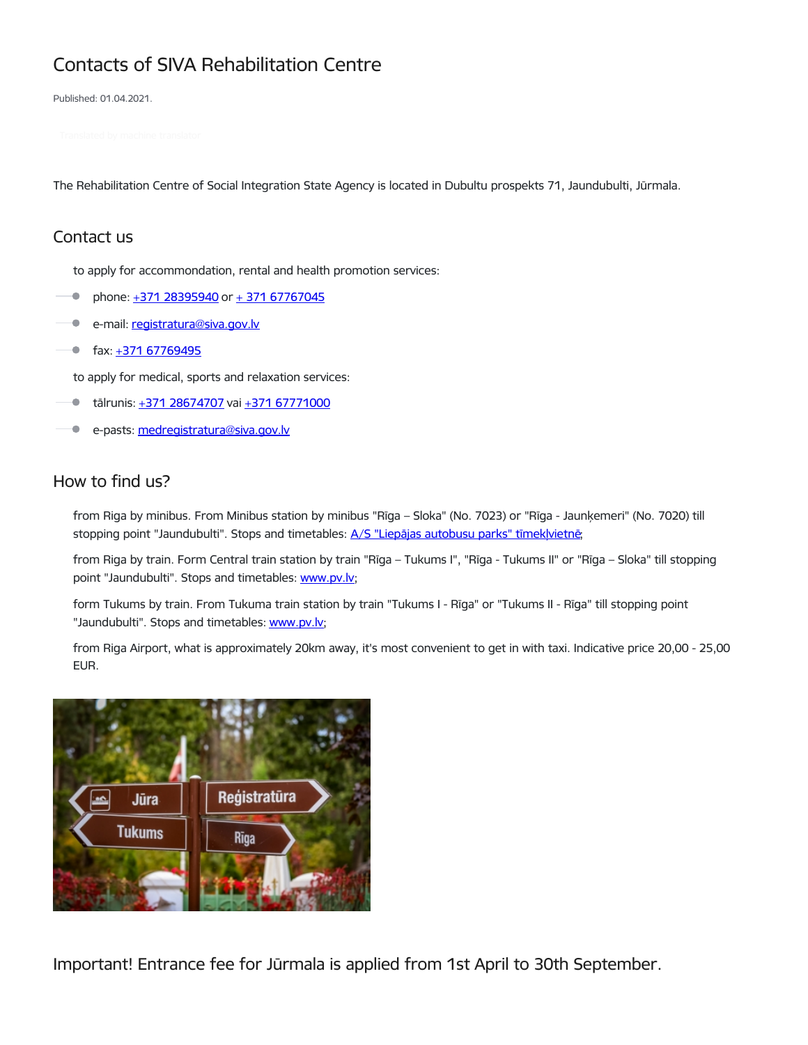# Contacts of SIVA Rehabilitation Centre

Published: 01.04.2021.

Translated by machine translator

The Rehabilitation Centre of Social Integration State Agency is located in Dubultu prospekts 71, Jaundubulti, Jūrmala.

## Contact us

to apply for accommondation, rental and health promotion services:

- phone: +371 28395940 or + 371 67767045
- e-mail: registratura@siva.gov.lv
- fax: +371 67769495

to apply for medical, sports and relaxation services:

- tālrunis: +371 28674707 vai +371 67771000
- e-pasts: medregistratura@siva.gov.lv

## How to find us?

from Riga by minibus. From Minibus station by minibus "Rīga – Sloka" (No. 7023) or "Rīga - Jaunķemeri" (No. 7020) till stopping point "Jaundubulti". Stops and timetables: A/S "Liepājas autobusu parks" tīmekļvietnē;

from Riga by train. Form Central train station by train "Rīga – Tukums I", "Rīga - Tukums II" or "Rīga – Sloka" till stopping point "Jaundubulti". Stops and timetables: www.pv.lv;

form Tukums by train. From Tukuma train station by train "Tukums I - Rīga" or "Tukums II - Rīga" till stopping point "Jaundubulti". Stops and timetables: www.pv.lv;

from Riga Airport, what is approximately 20km away, it's most convenient to get in with taxi. Indicative price 20,00 - 25,00 EUR.

Important! Entrance fee for Jūrmala is applied from 1st April to 30th September.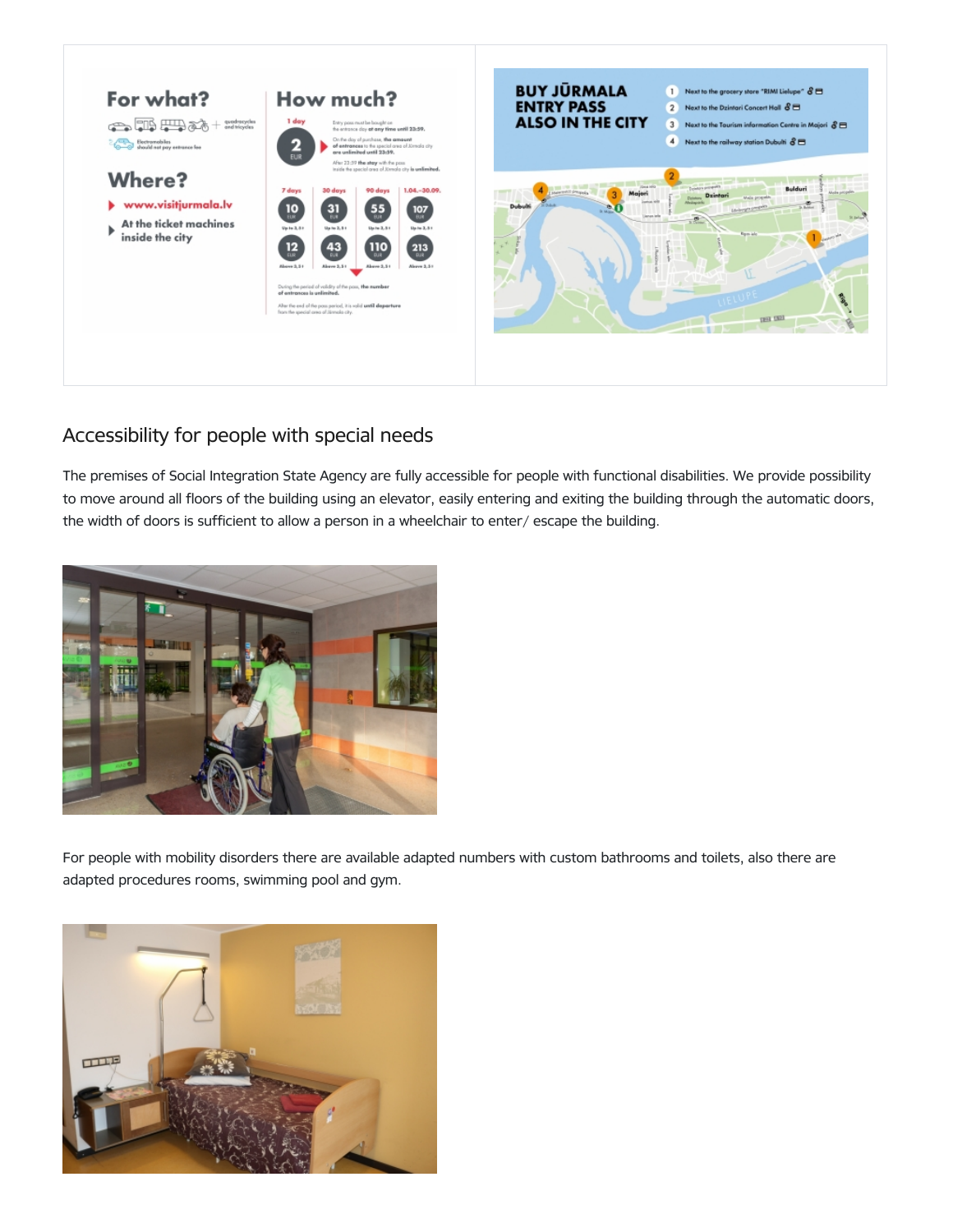## Accessibility for people with special needs

The premises of Social Integration State Agency are fully accessible for people with functional disabilities. We provide possibility to move around all floors of the building using an elevator, easily entering and exiting the building through the automatic doors, the width of doors is sufficient to allow a person in a wheelchair to enter/ escape the building.

For people with mobility disorders there are available adapted numbers with custom bathrooms and toilets, also there are adapted procedures rooms, swimming pool and gym.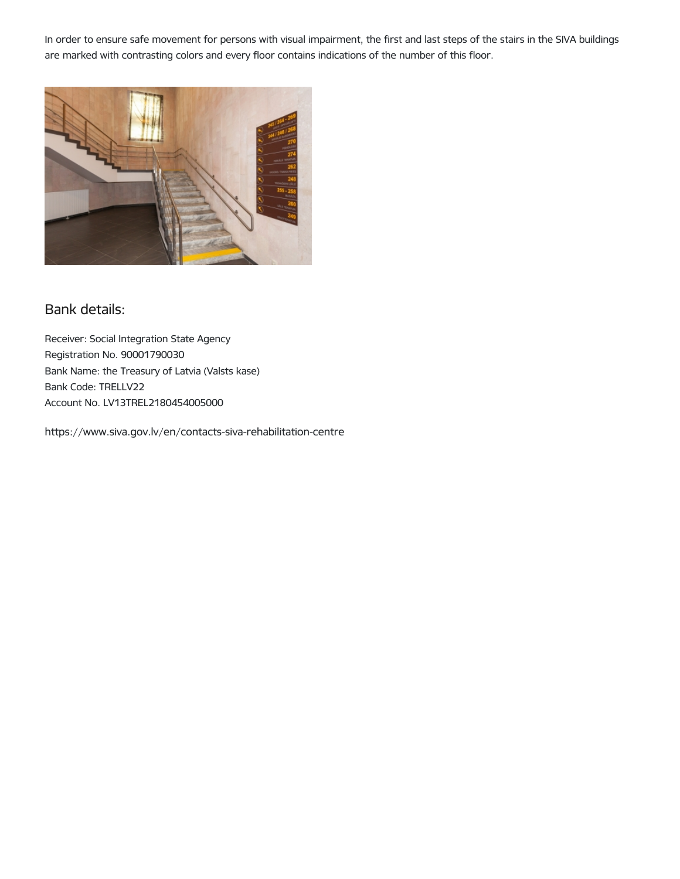In order to ensure safe movement for persons with visual impairment, the first and last steps of the stairs in the SIVA buildings are marked with contrasting colors and every floor contains indications of the number of this floor.

## Bank details:

Receiver: Social Integration State Agency
Registration No. 90001790030
Bank Name: the Treasury of Latvia (Valsts kase)
Bank Code: TRELLV22
Account No. LV13TREL2180454005000

https://www.siva.gov.lv/en/contacts-siva-rehabilitation-centre